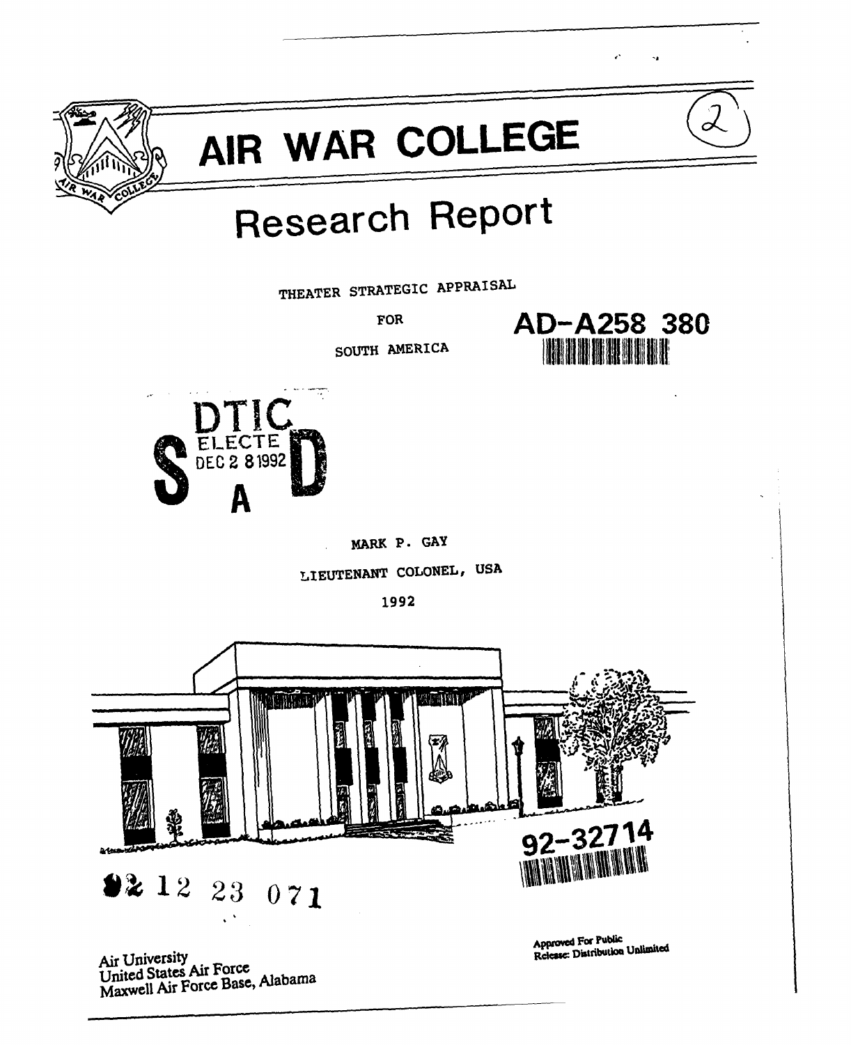# AIR WAR COLLEGE

## Research Report

THEATER STRATEGIC APPRAISAL

FOR

SOUTH AMERICA

AD-A258 380

DTIC
ELECTE
DEC 2 8 1992
S A D

MARK P. GAY

LIEUTENANT COLONEL, USA

1992

92-32714

92 12 23 071

Air University
United States Air Force
Maxwell Air Force Base, Alabama

Approved For Public
Release: Distribution Unlimited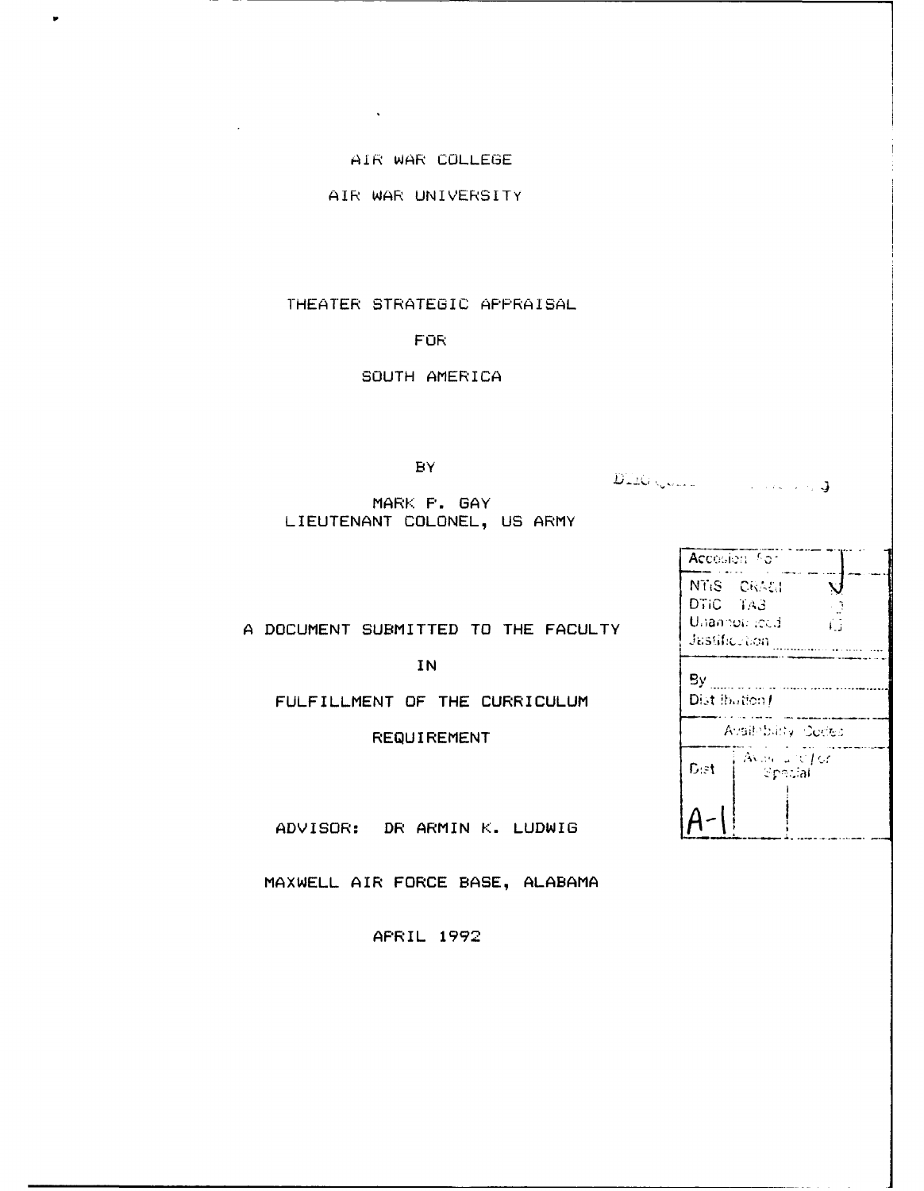AIR WAR COLLEGE

AIR WAR UNIVERSITY

THEATER STRATEGIC APPRAISAL

FOR

SOUTH AMERICA

BY

MARK P. GAY
LIEUTENANT COLONEL, US ARMY

A DOCUMENT SUBMITTED TO THE FACULTY

IN

FULFILLMENT OF THE CURRICULUM

REQUIREMENT

ADVISOR: DR ARMIN K. LUDWIG

MAXWELL AIR FORCE BASE, ALABAMA

APRIL 1992

| Accession For | |
|---|---|
| NTIS CRA&I | ✓ |
| DTIC TAB | |
| Unannounced | |
| Justification | |
| By | |
| Distribution / | |
| Availability Codes | |
| Dist | Avail and / or Special |
| A-1 | |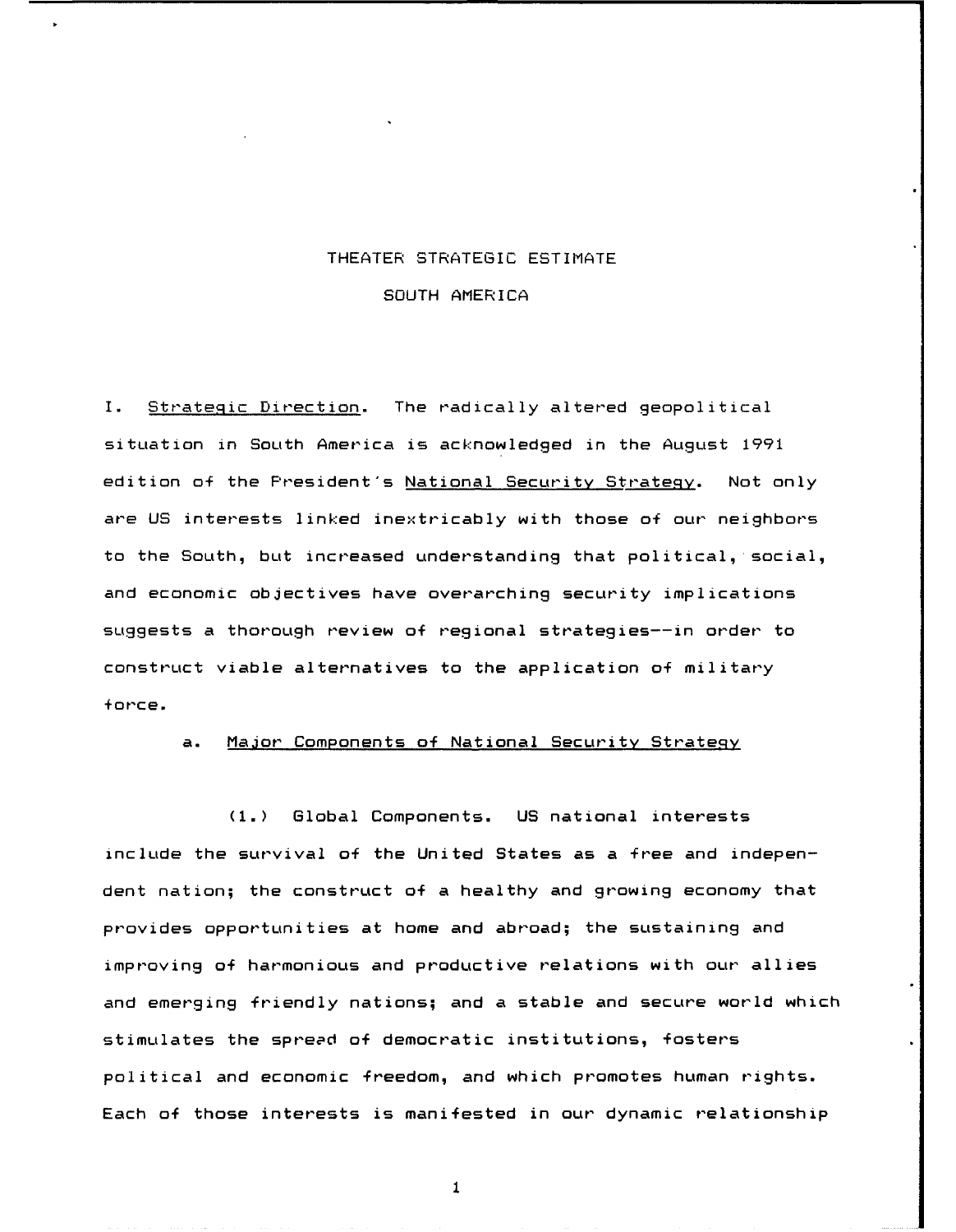# THEATER STRATEGIC ESTIMATE

## SOUTH AMERICA

I. Strategic Direction. The radically altered geopolitical situation in South America is acknowledged in the August 1991 edition of the President's National Security Strategy. Not only are US interests linked inextricably with those of our neighbors to the South, but increased understanding that political, social, and economic objectives have overarching security implications suggests a thorough review of regional strategies--in order to construct viable alternatives to the application of military force.

a. Major Components of National Security Strategy

(1.) Global Components. US national interests include the survival of the United States as a free and independent nation; the construct of a healthy and growing economy that provides opportunities at home and abroad; the sustaining and improving of harmonious and productive relations with our allies and emerging friendly nations; and a stable and secure world which stimulates the spread of democratic institutions, fosters political and economic freedom, and which promotes human rights. Each of those interests is manifested in our dynamic relationship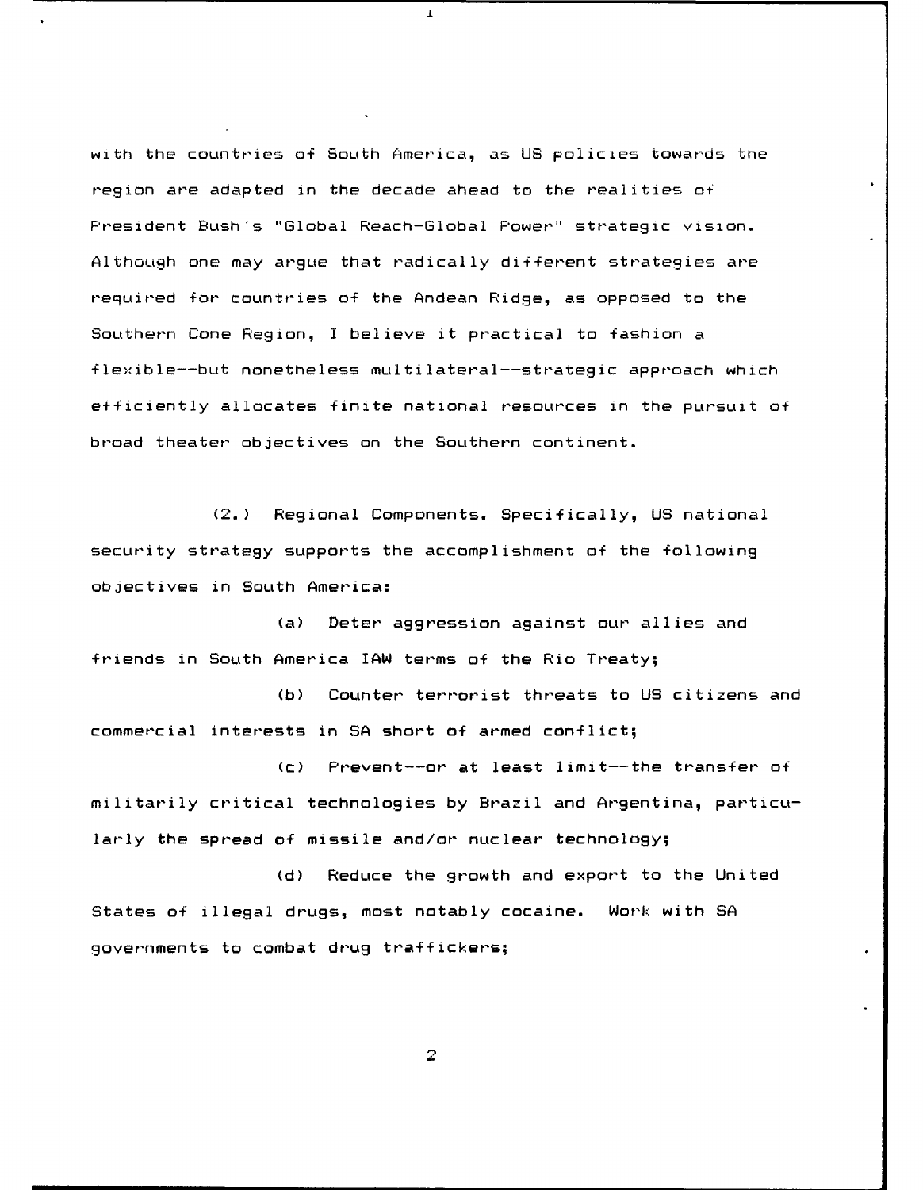with the countries of South America, as US policies towards the region are adapted in the decade ahead to the realities of President Bush's "Global Reach-Global Power" strategic vision. Although one may argue that radically different strategies are required for countries of the Andean Ridge, as opposed to the Southern Cone Region, I believe it practical to fashion a flexible--but nonetheless multilateral--strategic approach which efficiently allocates finite national resources in the pursuit of broad theater objectives on the Southern continent.

(2.) Regional Components. Specifically, US national security strategy supports the accomplishment of the following objectives in South America:

(a) Deter aggression against our allies and friends in South America IAW terms of the Rio Treaty;

(b) Counter terrorist threats to US citizens and commercial interests in SA short of armed conflict;

(c) Prevent--or at least limit--the transfer of militarily critical technologies by Brazil and Argentina, particularly the spread of missile and/or nuclear technology;

(d) Reduce the growth and export to the United States of illegal drugs, most notably cocaine. Work with SA governments to combat drug traffickers;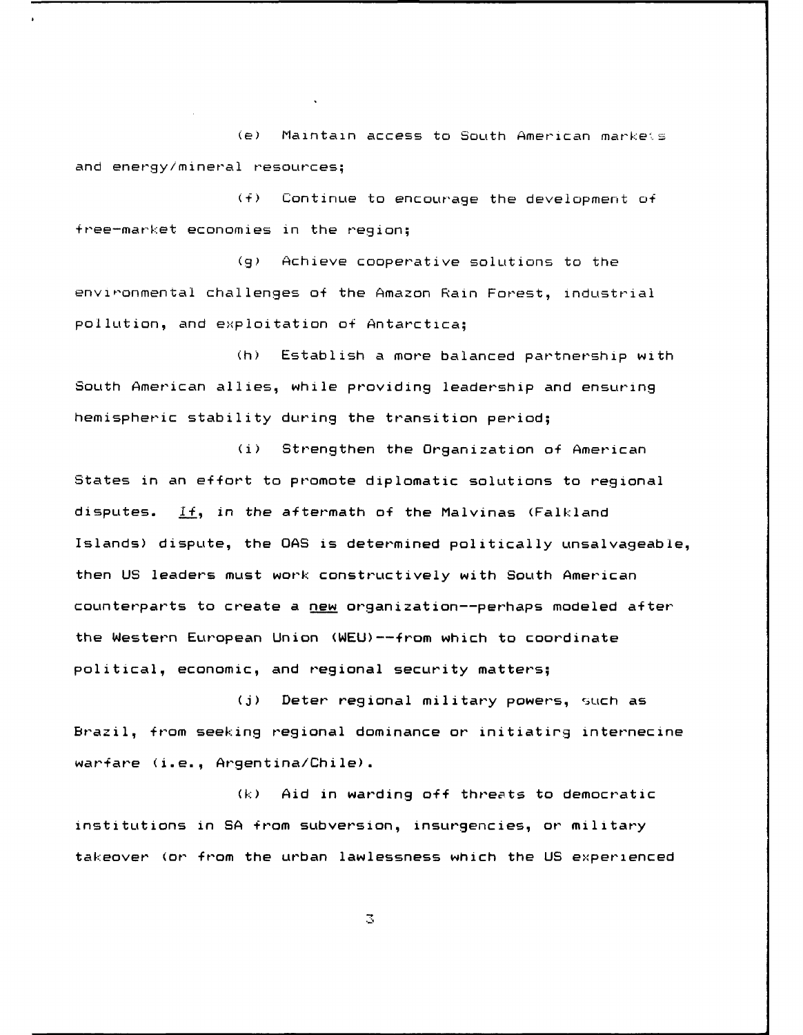(e) Maintain access to South American markets and energy/mineral resources;

(f) Continue to encourage the development of free-market economies in the region;

(g) Achieve cooperative solutions to the environmental challenges of the Amazon Rain Forest, industrial pollution, and exploitation of Antarctica;

(h) Establish a more balanced partnership with South American allies, while providing leadership and ensuring hemispheric stability during the transition period;

(i) Strengthen the Organization of American States in an effort to promote diplomatic solutions to regional disputes. _If_, in the aftermath of the Malvinas (Falkland Islands) dispute, the OAS is determined politically unsalvageable, then US leaders must work constructively with South American counterparts to create a _new_ organization--perhaps modeled after the Western European Union (WEU)--from which to coordinate political, economic, and regional security matters;

(j) Deter regional military powers, such as Brazil, from seeking regional dominance or initiating internecine warfare (i.e., Argentina/Chile).

(k) Aid in warding off threats to democratic institutions in SA from subversion, insurgencies, or military takeover (or from the urban lawlessness which the US experienced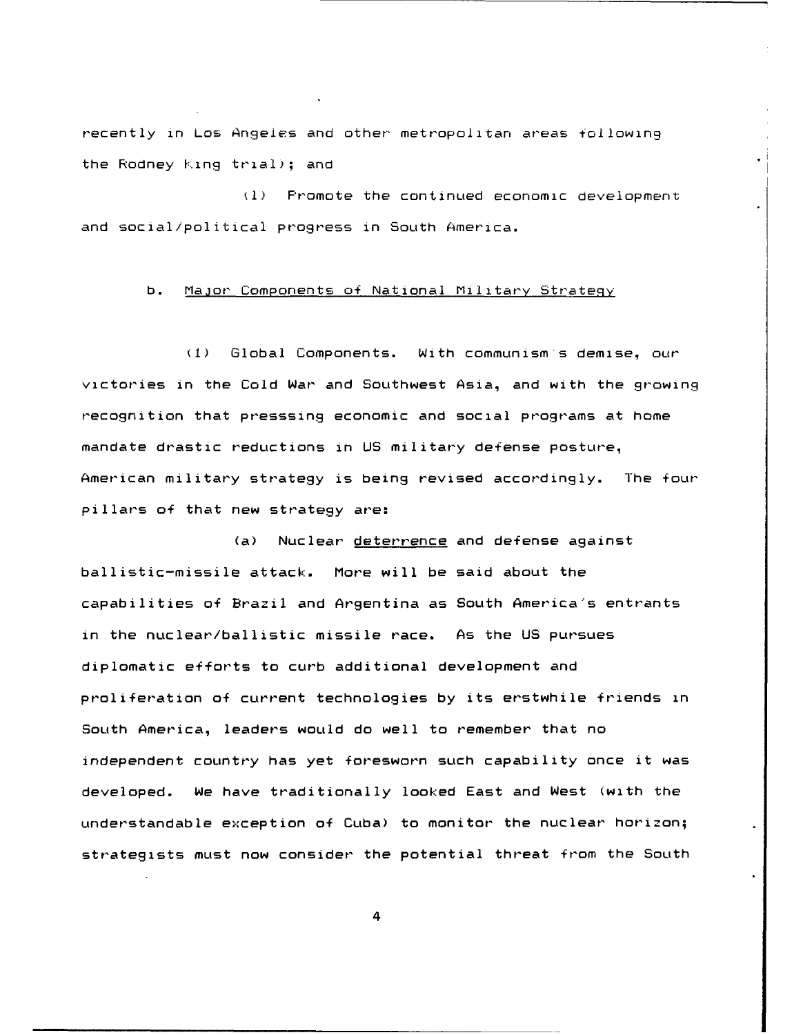recently in Los Angeles and other metropolitan areas following the Rodney King trial); and

(l) Promote the continued economic development and social/political progress in South America.

b. Major Components of National Military Strategy

(1) Global Components. With communism's demise, our victories in the Cold War and Southwest Asia, and with the growing recognition that presssing economic and social programs at home mandate drastic reductions in US military defense posture, American military strategy is being revised accordingly. The four pillars of that new strategy are:

(a) Nuclear deterrence and defense against ballistic-missile attack. More will be said about the capabilities of Brazil and Argentina as South America's entrants in the nuclear/ballistic missile race. As the US pursues diplomatic efforts to curb additional development and proliferation of current technologies by its erstwhile friends in South America, leaders would do well to remember that no independent country has yet foresworn such capability once it was developed. We have traditionally looked East and West (with the understandable exception of Cuba) to monitor the nuclear horizon; strategists must now consider the potential threat from the South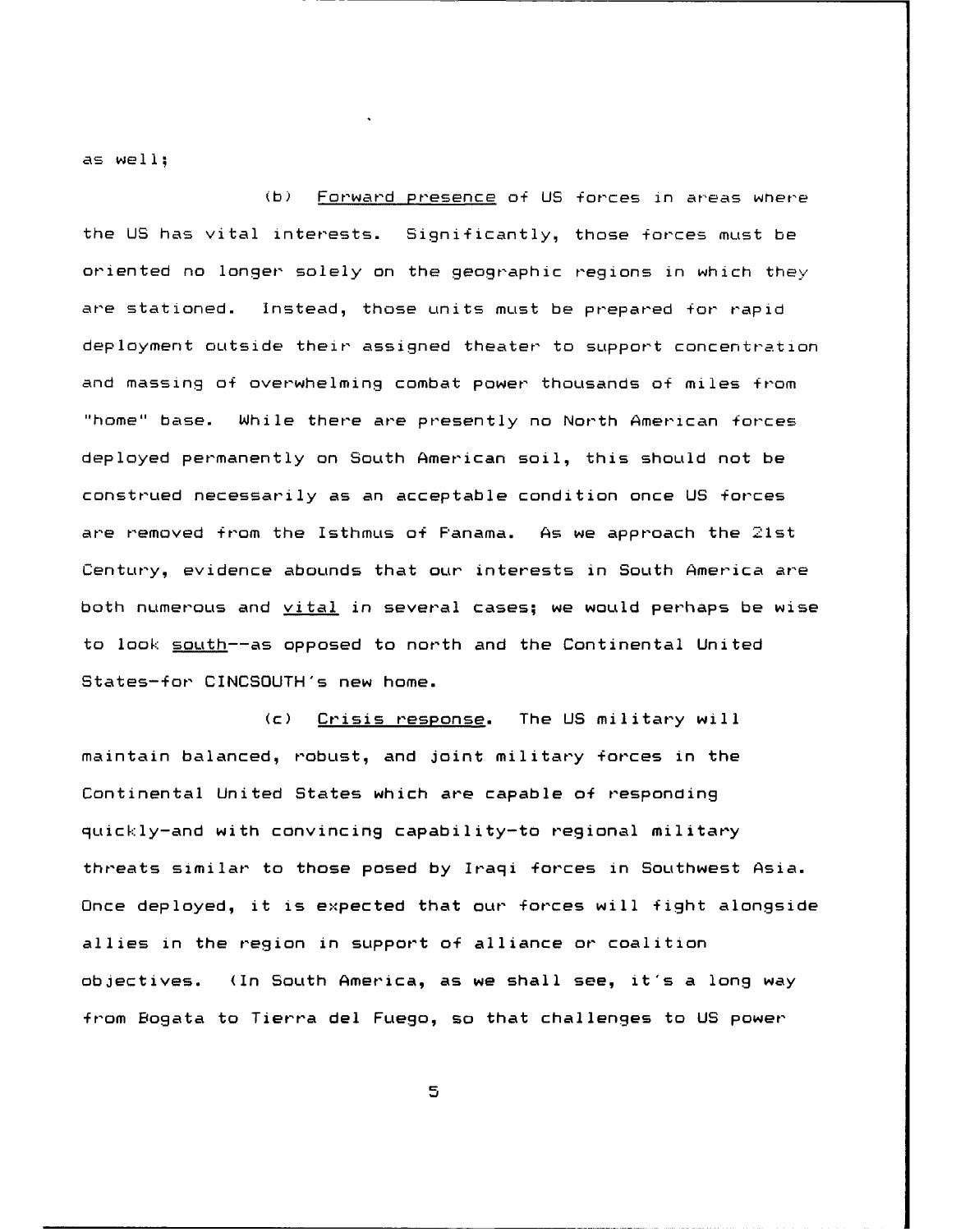as well;

(b) Forward presence of US forces in areas where the US has vital interests. Significantly, those forces must be oriented no longer solely on the geographic regions in which they are stationed. Instead, those units must be prepared for rapid deployment outside their assigned theater to support concentration and massing of overwhelming combat power thousands of miles from "home" base. While there are presently no North American forces deployed permanently on South American soil, this should not be construed necessarily as an acceptable condition once US forces are removed from the Isthmus of Panama. As we approach the 21st Century, evidence abounds that our interests in South America are both numerous and vital in several cases; we would perhaps be wise to look south--as opposed to north and the Continental United States--for CINCSOUTH's new home.

(c) Crisis response. The US military will maintain balanced, robust, and joint military forces in the Continental United States which are capable of responding quickly--and with convincing capability--to regional military threats similar to those posed by Iraqi forces in Southwest Asia. Once deployed, it is expected that our forces will fight alongside allies in the region in support of alliance or coalition objectives. (In South America, as we shall see, it's a long way from Bogata to Tierra del Fuego, so that challenges to US power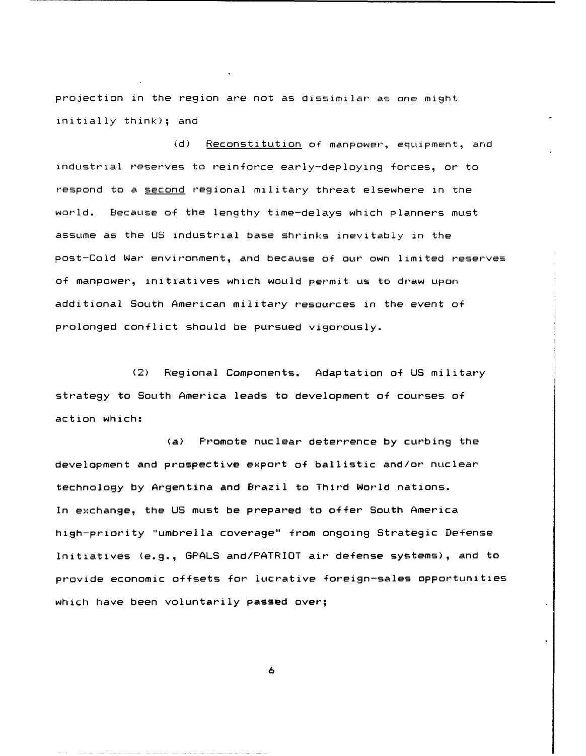projection in the region are not as dissimilar as one might initially think); and

(d) <u>Reconstitution</u> of manpower, equipment, and industrial reserves to reinforce early-deploying forces, or to respond to a <u>second</u> regional military threat elsewhere in the world. Because of the lengthy time-delays which planners must assume as the US industrial base shrinks inevitably in the post-Cold War environment, and because of our own limited reserves of manpower, initiatives which would permit us to draw upon additional South American military resources in the event of prolonged conflict should be pursued vigorously.

(2) Regional Components. Adaptation of US military strategy to South America leads to development of courses of action which:

(a) Promote nuclear deterrence by curbing the development and prospective export of ballistic and/or nuclear technology by Argentina and Brazil to Third World nations. In exchange, the US must be prepared to offer South America high-priority "umbrella coverage" from ongoing Strategic Defense Initiatives (e.g., GPALS and/PATRIOT air defense systems), and to provide economic offsets for lucrative foreign-sales opportunities which have been voluntarily passed over;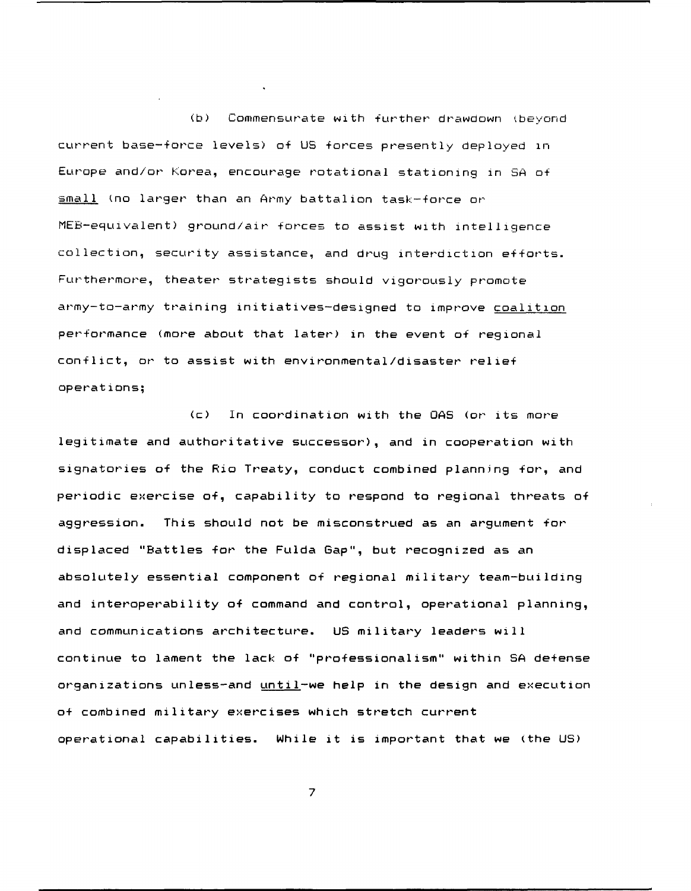(b) Commensurate with further drawdown (beyond current base-force levels) of US forces presently deployed in Europe and/or Korea, encourage rotational stationing in SA of <u>small</u> (no larger than an Army battalion task-force or MEB-equivalent) ground/air forces to assist with intelligence collection, security assistance, and drug interdiction efforts. Furthermore, theater strategists should vigorously promote army-to-army training initiatives-designed to improve <u>coalition</u> performance (more about that later) in the event of regional conflict, or to assist with environmental/disaster relief operations;

(c) In coordination with the OAS (or its more legitimate and authoritative successor), and in cooperation with signatories of the Rio Treaty, conduct combined planning for, and periodic exercise of, capability to respond to regional threats of aggression. This should not be misconstrued as an argument for displaced "Battles for the Fulda Gap", but recognized as an absolutely essential component of regional military team-building and interoperability of command and control, operational planning, and communications architecture. US military leaders will continue to lament the lack of "professionalism" within SA defense organizations unless-and <u>until</u>-we help in the design and execution of combined military exercises which stretch current operational capabilities. While it is important that we (the US)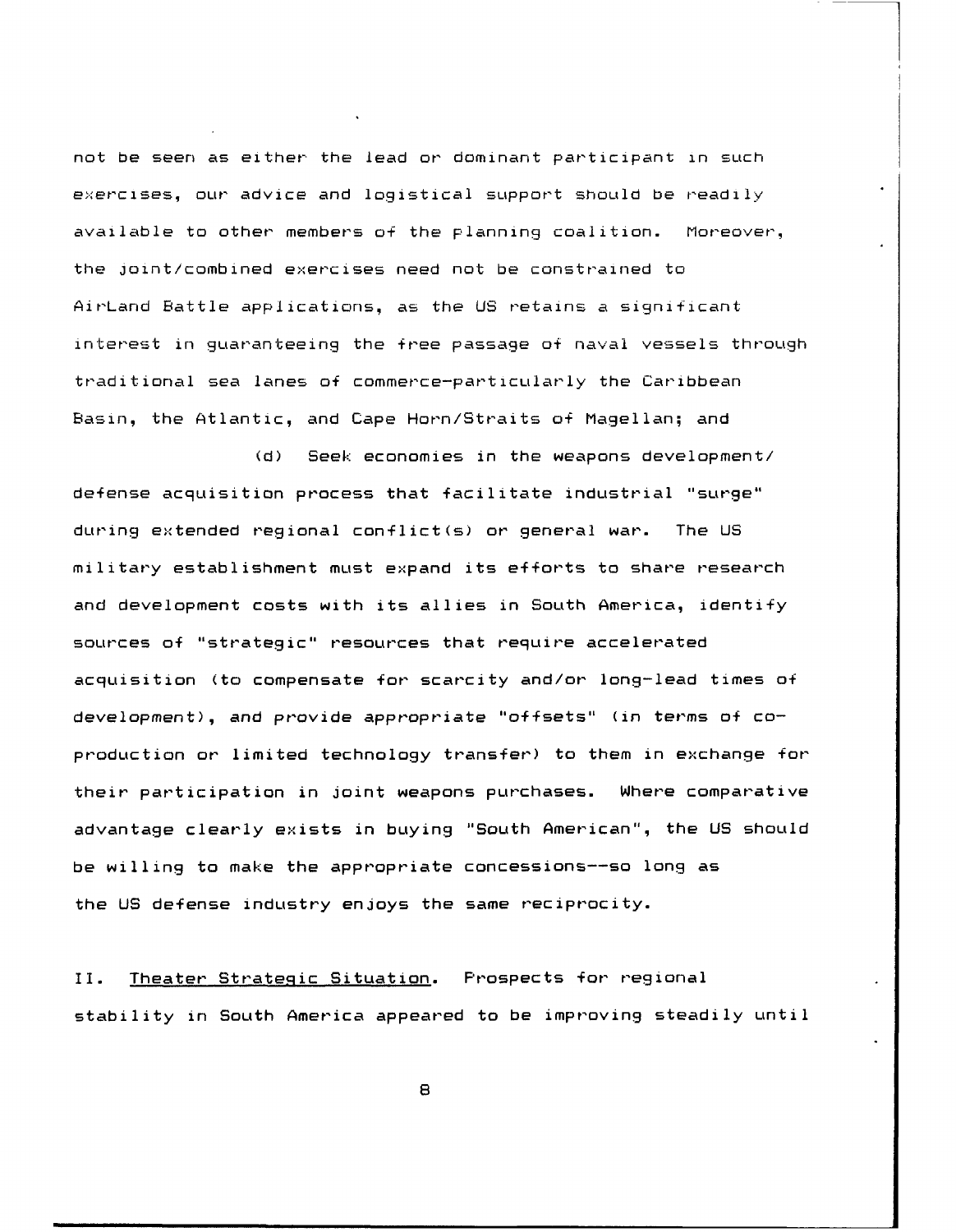not be seen as either the lead or dominant participant in such exercises, our advice and logistical support should be readily available to other members of the planning coalition. Moreover, the joint/combined exercises need not be constrained to AirLand Battle applications, as the US retains a significant interest in guaranteeing the free passage of naval vessels through traditional sea lanes of commerce-particularly the Caribbean Basin, the Atlantic, and Cape Horn/Straits of Magellan; and

(d) Seek economies in the weapons development/ defense acquisition process that facilitate industrial "surge" during extended regional conflict(s) or general war. The US military establishment must expand its efforts to share research and development costs with its allies in South America, identify sources of "strategic" resources that require accelerated acquisition (to compensate for scarcity and/or long-lead times of development), and provide appropriate "offsets" (in terms of co-production or limited technology transfer) to them in exchange for their participation in joint weapons purchases. Where comparative advantage clearly exists in buying "South American", the US should be willing to make the appropriate concessions--so long as the US defense industry enjoys the same reciprocity.

II. <u>Theater Strategic Situation</u>. Prospects for regional stability in South America appeared to be improving steadily until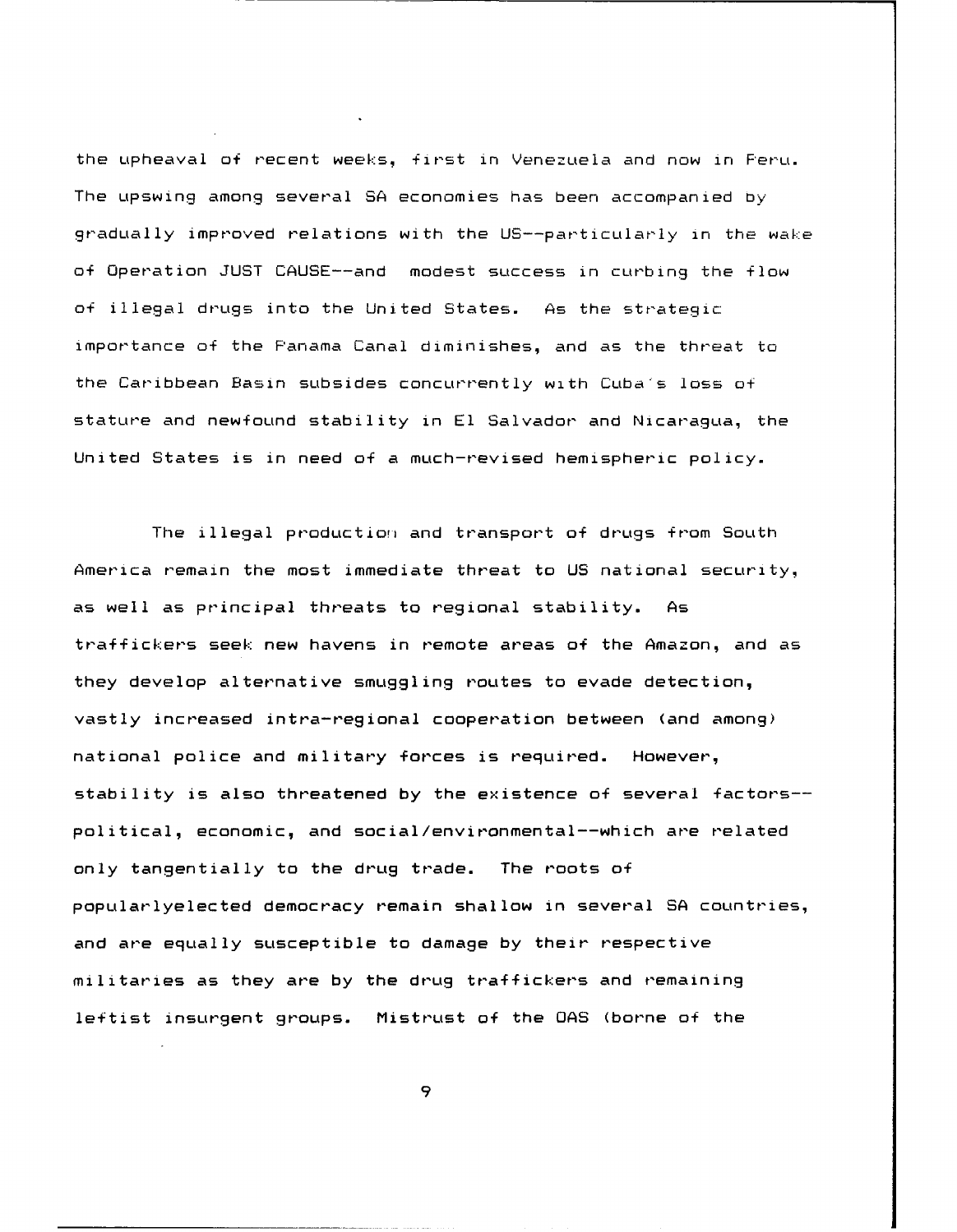the upheaval of recent weeks, first in Venezuela and now in Peru. The upswing among several SA economies has been accompanied by gradually improved relations with the US--particularly in the wake of Operation JUST CAUSE--and modest success in curbing the flow of illegal drugs into the United States. As the strategic importance of the Panama Canal diminishes, and as the threat to the Caribbean Basin subsides concurrently with Cuba's loss of stature and newfound stability in El Salvador and Nicaragua, the United States is in need of a much-revised hemispheric policy.

The illegal production and transport of drugs from South America remain the most immediate threat to US national security, as well as principal threats to regional stability. As traffickers seek new havens in remote areas of the Amazon, and as they develop alternative smuggling routes to evade detection, vastly increased intra-regional cooperation between (and among) national police and military forces is required. However, stability is also threatened by the existence of several factors--political, economic, and social/environmental--which are related only tangentially to the drug trade. The roots of popularlyelected democracy remain shallow in several SA countries, and are equally susceptible to damage by their respective militaries as they are by the drug traffickers and remaining leftist insurgent groups. Mistrust of the OAS (borne of the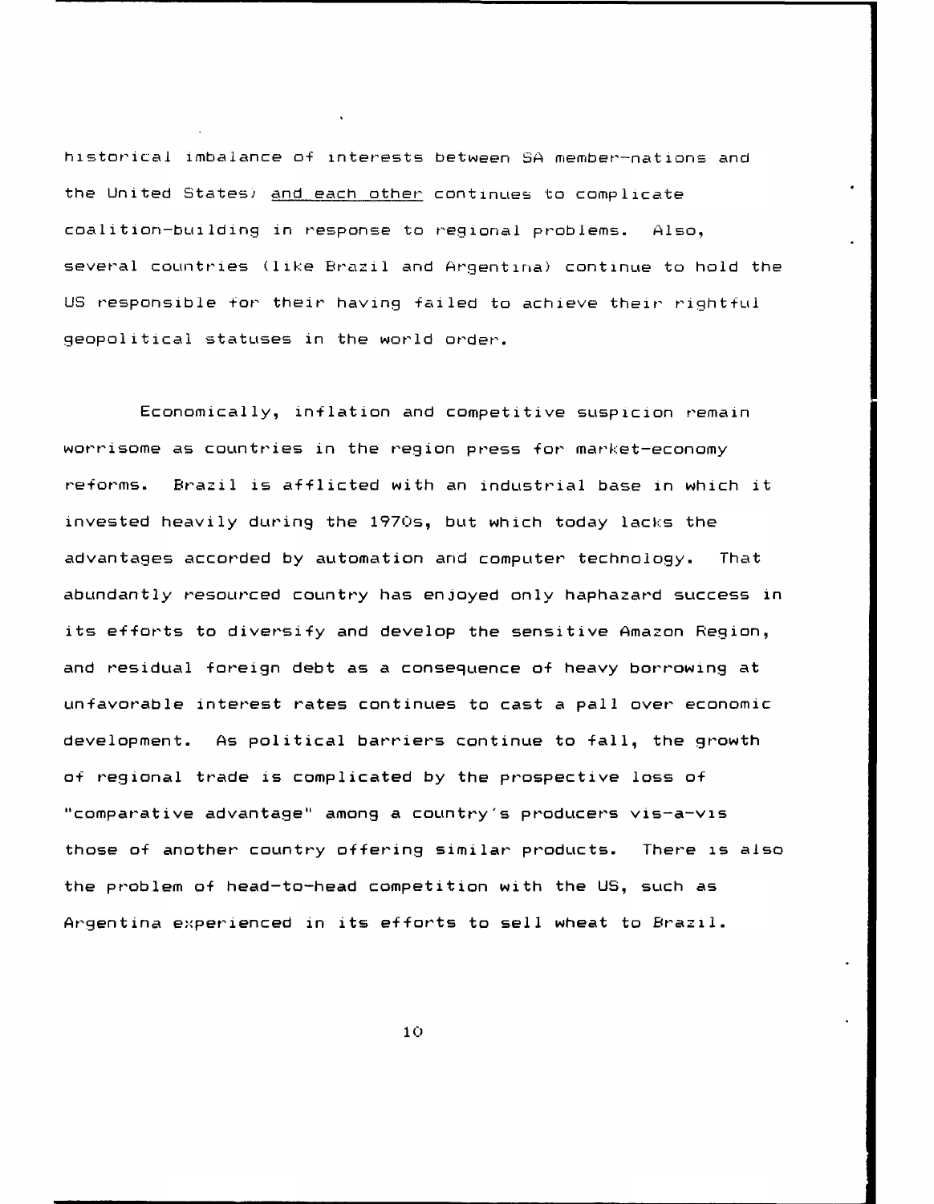historical imbalance of interests between SA member-nations and the United States) <u>and each other</u> continues to complicate coalition-building in response to regional problems. Also, several countries (like Brazil and Argentina) continue to hold the US responsible for their having failed to achieve their rightful geopolitical statuses in the world order.

Economically, inflation and competitive suspicion remain worrisome as countries in the region press for market-economy reforms. Brazil is afflicted with an industrial base in which it invested heavily during the 1970s, but which today lacks the advantages accorded by automation and computer technology. That abundantly resourced country has enjoyed only haphazard success in its efforts to diversify and develop the sensitive Amazon Region, and residual foreign debt as a consequence of heavy borrowing at unfavorable interest rates continues to cast a pall over economic development. As political barriers continue to fall, the growth of regional trade is complicated by the prospective loss of "comparative advantage" among a country's producers vis-a-vis those of another country offering similar products. There is also the problem of head-to-head competition with the US, such as Argentina experienced in its efforts to sell wheat to Brazil.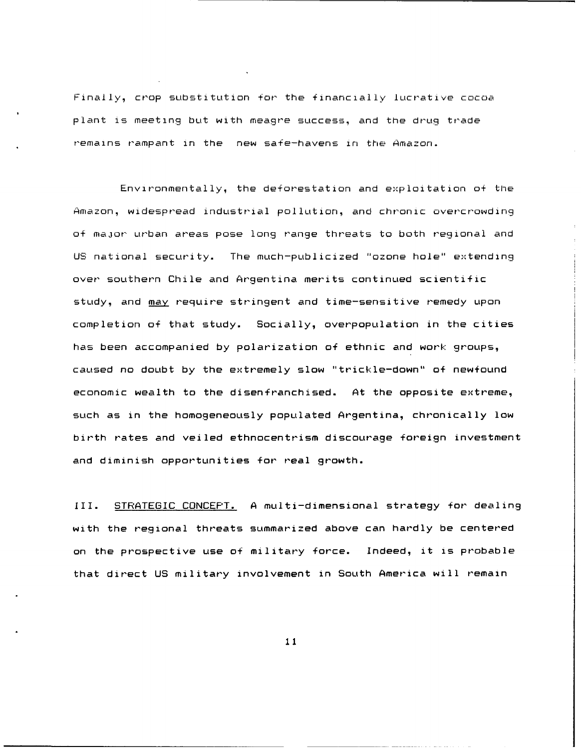Finally, crop substitution for the financially lucrative cocoa plant is meeting but with meagre success, and the drug trade remains rampant in the new safe-havens in the Amazon.

Environmentally, the deforestation and exploitation of the Amazon, widespread industrial pollution, and chronic overcrowding of major urban areas pose long range threats to both regional and US national security. The much-publicized "ozone hole" extending over southern Chile and Argentina merits continued scientific study, and <u>may</u> require stringent and time-sensitive remedy upon completion of that study. Socially, overpopulation in the cities has been accompanied by polarization of ethnic and work groups, caused no doubt by the extremely slow "trickle-down" of newfound economic wealth to the disenfranchised. At the opposite extreme, such as in the homogeneously populated Argentina, chronically low birth rates and veiled ethnocentrism discourage foreign investment and diminish opportunities for real growth.

III. <u>STRATEGIC CONCEPT.</u> A multi-dimensional strategy for dealing with the regional threats summarized above can hardly be centered on the prospective use of military force. Indeed, it is probable that direct US military involvement in South America will remain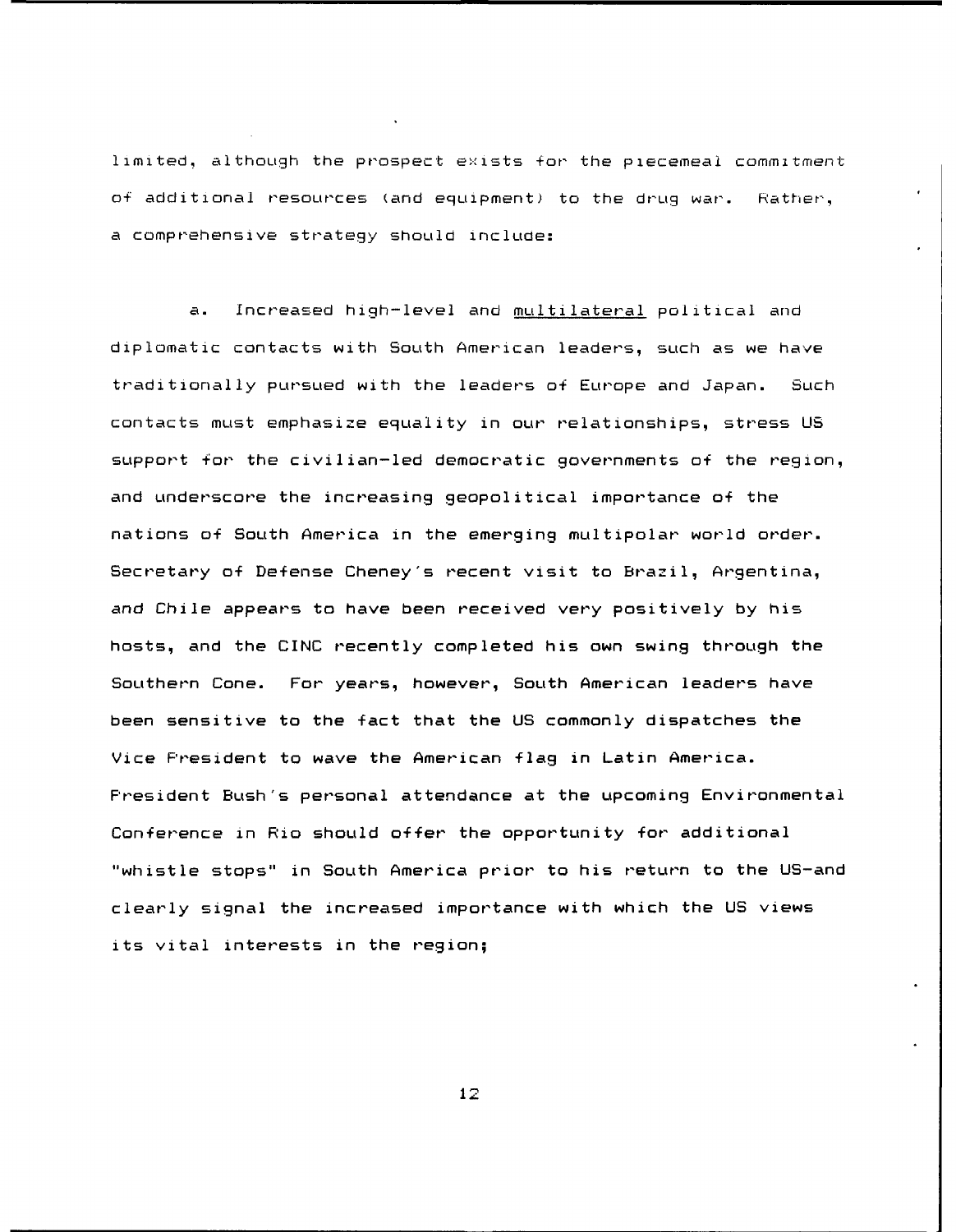limited, although the prospect exists for the piecemeal commitment of additional resources (and equipment) to the drug war. Rather, a comprehensive strategy should include:

a. Increased high-level and <u>multilateral</u> political and diplomatic contacts with South American leaders, such as we have traditionally pursued with the leaders of Europe and Japan. Such contacts must emphasize equality in our relationships, stress US support for the civilian-led democratic governments of the region, and underscore the increasing geopolitical importance of the nations of South America in the emerging multipolar world order. Secretary of Defense Cheney's recent visit to Brazil, Argentina, and Chile appears to have been received very positively by his hosts, and the CINC recently completed his own swing through the Southern Cone. For years, however, South American leaders have been sensitive to the fact that the US commonly dispatches the Vice President to wave the American flag in Latin America. President Bush's personal attendance at the upcoming Environmental Conference in Rio should offer the opportunity for additional "whistle stops" in South America prior to his return to the US-and clearly signal the increased importance with which the US views its vital interests in the region;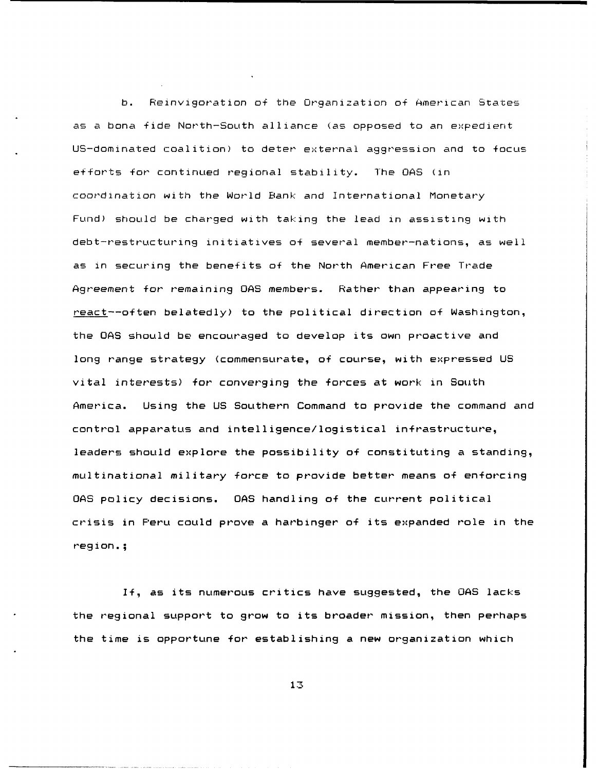b. Reinvigoration of the Organization of American States as a bona fide North-South alliance (as opposed to an expedient US-dominated coalition) to deter external aggression and to focus efforts for continued regional stability. The OAS (in coordination with the World Bank and International Monetary Fund) should be charged with taking the lead in assisting with debt-restructuring initiatives of several member-nations, as well as in securing the benefits of the North American Free Trade Agreement for remaining OAS members. Rather than appearing to <u>react</u>--often belatedly) to the political direction of Washington, the OAS should be encouraged to develop its own proactive and long range strategy (commensurate, of course, with expressed US vital interests) for converging the forces at work in South America. Using the US Southern Command to provide the command and control apparatus and intelligence/logistical infrastructure, leaders should explore the possibility of constituting a standing, multinational military force to provide better means of enforcing OAS policy decisions. OAS handling of the current political crisis in Peru could prove a harbinger of its expanded role in the region.;

If, as its numerous critics have suggested, the OAS lacks the regional support to grow to its broader mission, then perhaps the time is opportune for establishing a new organization which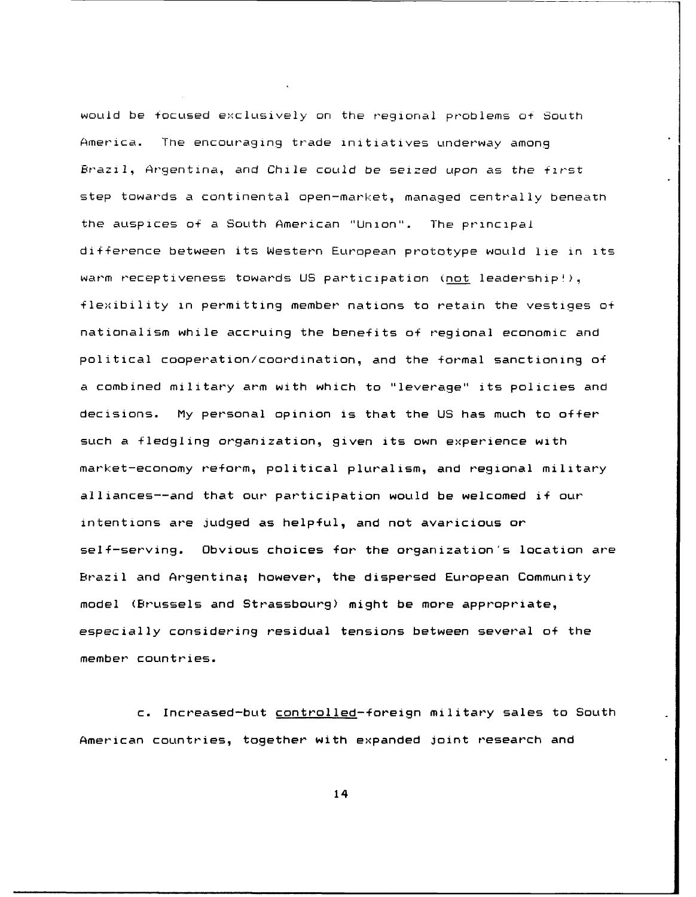would be focused exclusively on the regional problems of South America. The encouraging trade initiatives underway among Brazil, Argentina, and Chile could be seized upon as the first step towards a continental open-market, managed centrally beneath the auspices of a South American "Union". The principal difference between its Western European prototype would lie in its warm receptiveness towards US participation (<u>not</u> leadership!), flexibility in permitting member nations to retain the vestiges of nationalism while accruing the benefits of regional economic and political cooperation/coordination, and the formal sanctioning of a combined military arm with which to "leverage" its policies and decisions. My personal opinion is that the US has much to offer such a fledgling organization, given its own experience with market-economy reform, political pluralism, and regional military alliances--and that our participation would be welcomed if our intentions are judged as helpful, and not avaricious or self-serving. Obvious choices for the organization's location are Brazil and Argentina; however, the dispersed European Community model (Brussels and Strassbourg) might be more appropriate, especially considering residual tensions between several of the member countries.

c. Increased-but <u>controlled</u>-foreign military sales to South American countries, together with expanded joint research and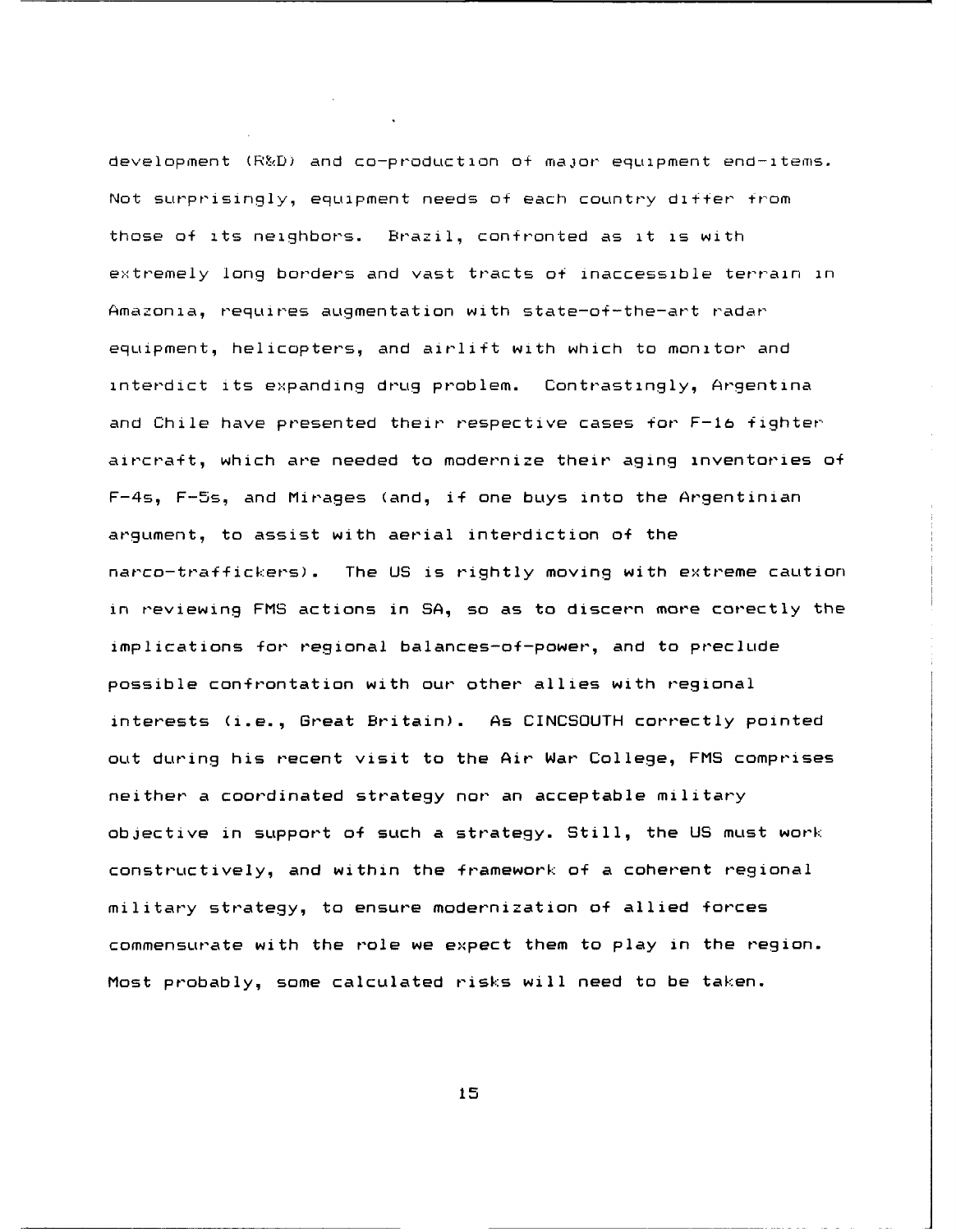development (R&D) and co-production of major equipment end-items. Not surprisingly, equipment needs of each country differ from those of its neighbors. Brazil, confronted as it is with extremely long borders and vast tracts of inaccessible terrain in Amazonia, requires augmentation with state-of-the-art radar equipment, helicopters, and airlift with which to monitor and interdict its expanding drug problem. Contrastingly, Argentina and Chile have presented their respective cases for F-16 fighter aircraft, which are needed to modernize their aging inventories of F-4s, F-5s, and Mirages (and, if one buys into the Argentinian argument, to assist with aerial interdiction of the narco-traffickers). The US is rightly moving with extreme caution in reviewing FMS actions in SA, so as to discern more corectly the implications for regional balances-of-power, and to preclude possible confrontation with our other allies with regional interests (i.e., Great Britain). As CINCSOUTH correctly pointed out during his recent visit to the Air War College, FMS comprises neither a coordinated strategy nor an acceptable military objective in support of such a strategy. Still, the US must work constructively, and within the framework of a coherent regional military strategy, to ensure modernization of allied forces commensurate with the role we expect them to play in the region. Most probably, some calculated risks will need to be taken.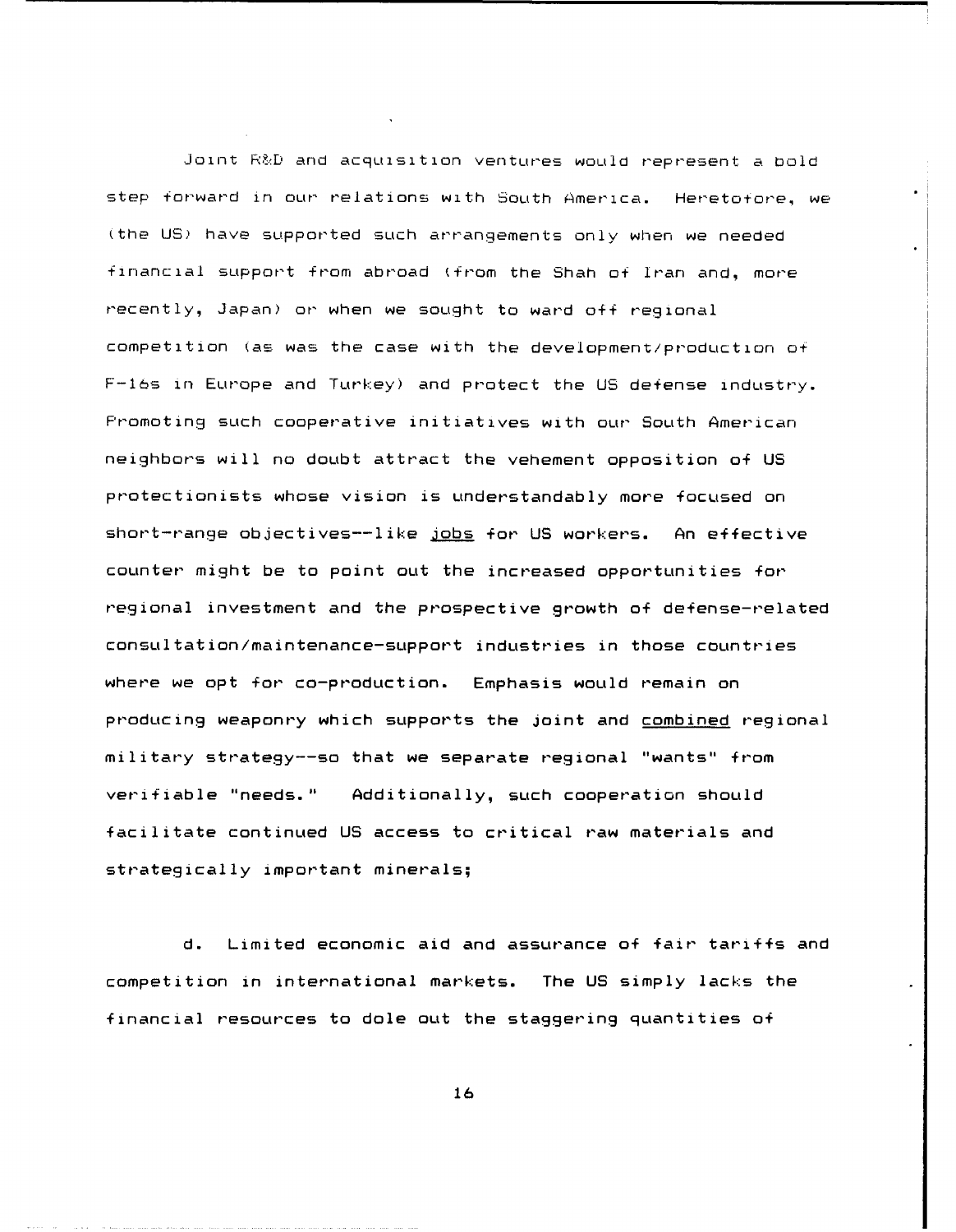Joint R&D and acquisition ventures would represent a bold step forward in our relations with South America. Heretofore, we (the US) have supported such arrangements only when we needed financial support from abroad (from the Shah of Iran and, more recently, Japan) or when we sought to ward off regional competition (as was the case with the development/production of F-16s in Europe and Turkey) and protect the US defense industry. Promoting such cooperative initiatives with our South American neighbors will no doubt attract the vehement opposition of US protectionists whose vision is understandably more focused on short-range objectives--like <u>jobs</u> for US workers. An effective counter might be to point out the increased opportunities for regional investment and the prospective growth of defense-related consultation/maintenance-support industries in those countries where we opt for co-production. Emphasis would remain on producing weaponry which supports the joint and <u>combined</u> regional military strategy--so that we separate regional "wants" from verifiable "needs." Additionally, such cooperation should facilitate continued US access to critical raw materials and strategically important minerals;

d. Limited economic aid and assurance of fair tariffs and competition in international markets. The US simply lacks the financial resources to dole out the staggering quantities of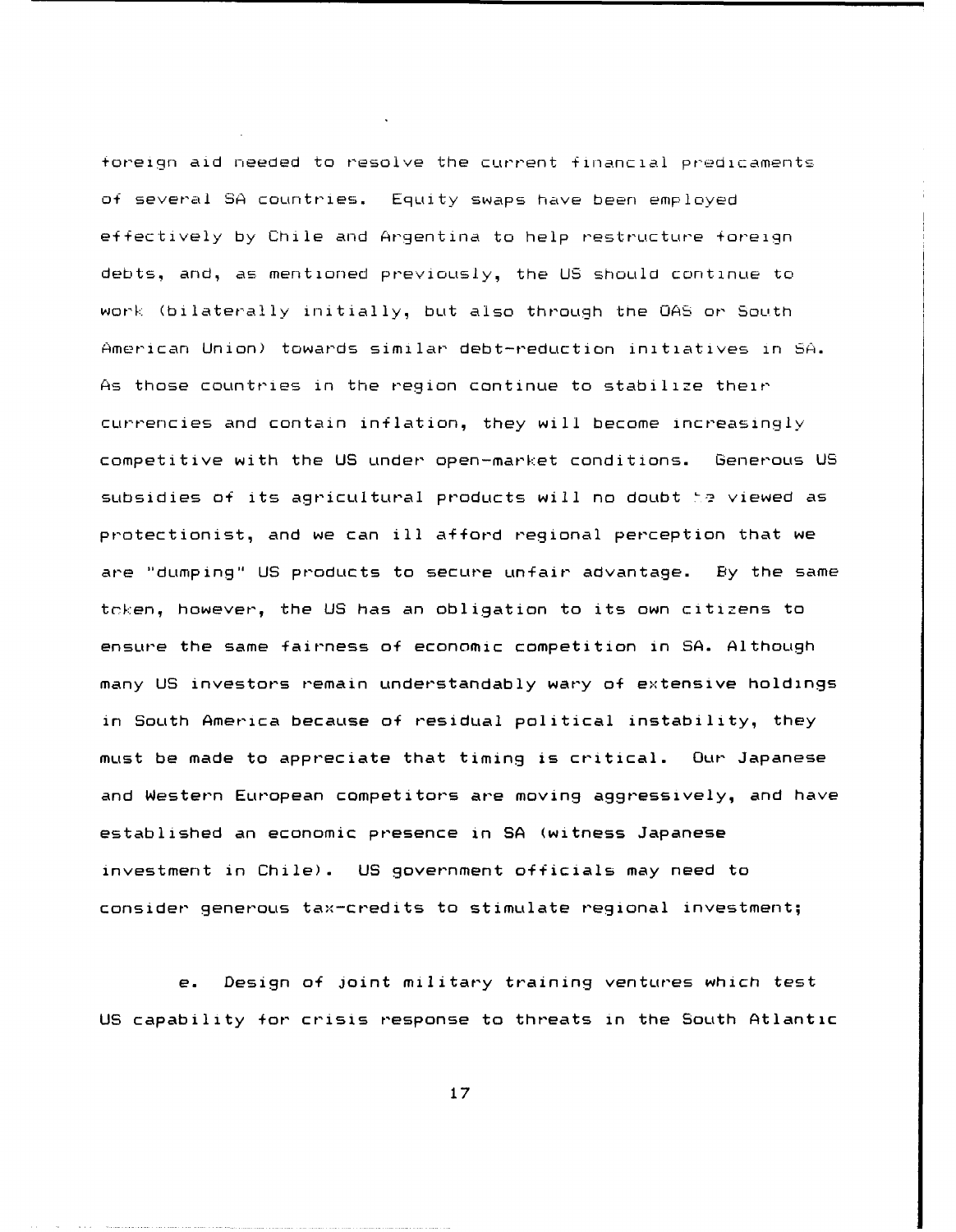foreign aid needed to resolve the current financial predicaments of several SA countries. Equity swaps have been employed effectively by Chile and Argentina to help restructure foreign debts, and, as mentioned previously, the US should continue to work (bilaterally initially, but also through the OAS or South American Union) towards similar debt-reduction initiatives in SA. As those countries in the region continue to stabilize their currencies and contain inflation, they will become increasingly competitive with the US under open-market conditions. Generous US subsidies of its agricultural products will no doubt be viewed as protectionist, and we can ill afford regional perception that we are "dumping" US products to secure unfair advantage. By the same token, however, the US has an obligation to its own citizens to ensure the same fairness of economic competition in SA. Although many US investors remain understandably wary of extensive holdings in South America because of residual political instability, they must be made to appreciate that timing is critical. Our Japanese and Western European competitors are moving aggressively, and have established an economic presence in SA (witness Japanese investment in Chile). US government officials may need to consider generous tax-credits to stimulate regional investment;

e. Design of joint military training ventures which test US capability for crisis response to threats in the South Atlantic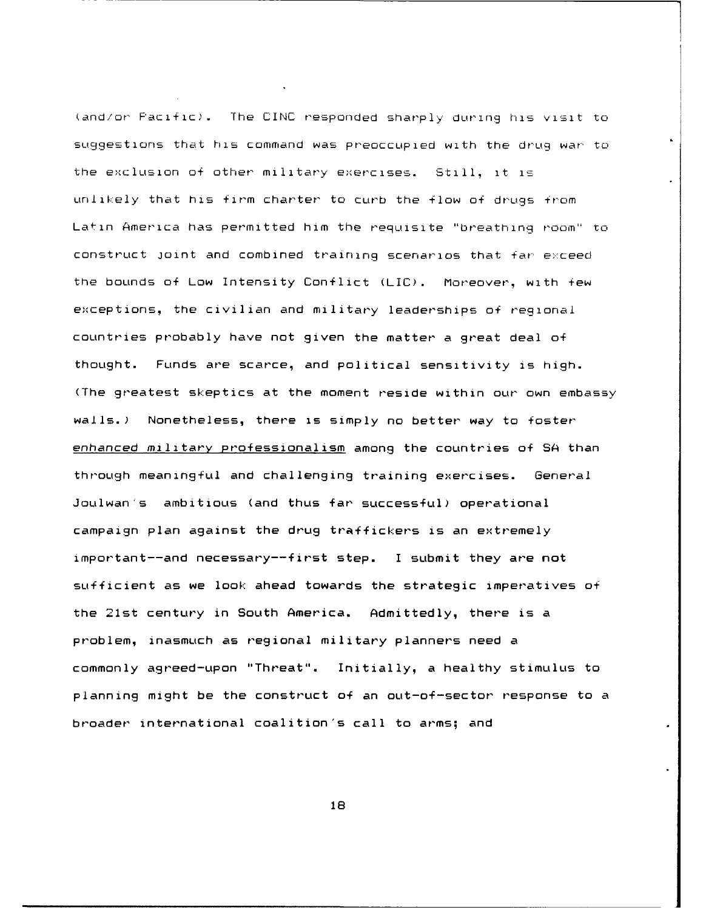(and/or Pacific). The CINC responded sharply during his visit to suggestions that his command was preoccupied with the drug war to the exclusion of other military exercises. Still, it is unlikely that his firm charter to curb the flow of drugs from Latin America has permitted him the requisite "breathing room" to construct joint and combined training scenarios that far exceed the bounds of Low Intensity Conflict (LIC). Moreover, with few exceptions, the civilian and military leaderships of regional countries probably have not given the matter a great deal of thought. Funds are scarce, and political sensitivity is high. (The greatest skeptics at the moment reside within our own embassy walls.) Nonetheless, there is simply no better way to foster <u>enhanced military professionalism</u> among the countries of SA than through meaningful and challenging training exercises. General Joulwan's ambitious (and thus far successful) operational campaign plan against the drug traffickers is an extremely important--and necessary--first step. I submit they are not sufficient as we look ahead towards the strategic imperatives of the 21st century in South America. Admittedly, there is a problem, inasmuch as regional military planners need a commonly agreed-upon "Threat". Initially, a healthy stimulus to planning might be the construct of an out-of-sector response to a broader international coalition's call to arms; and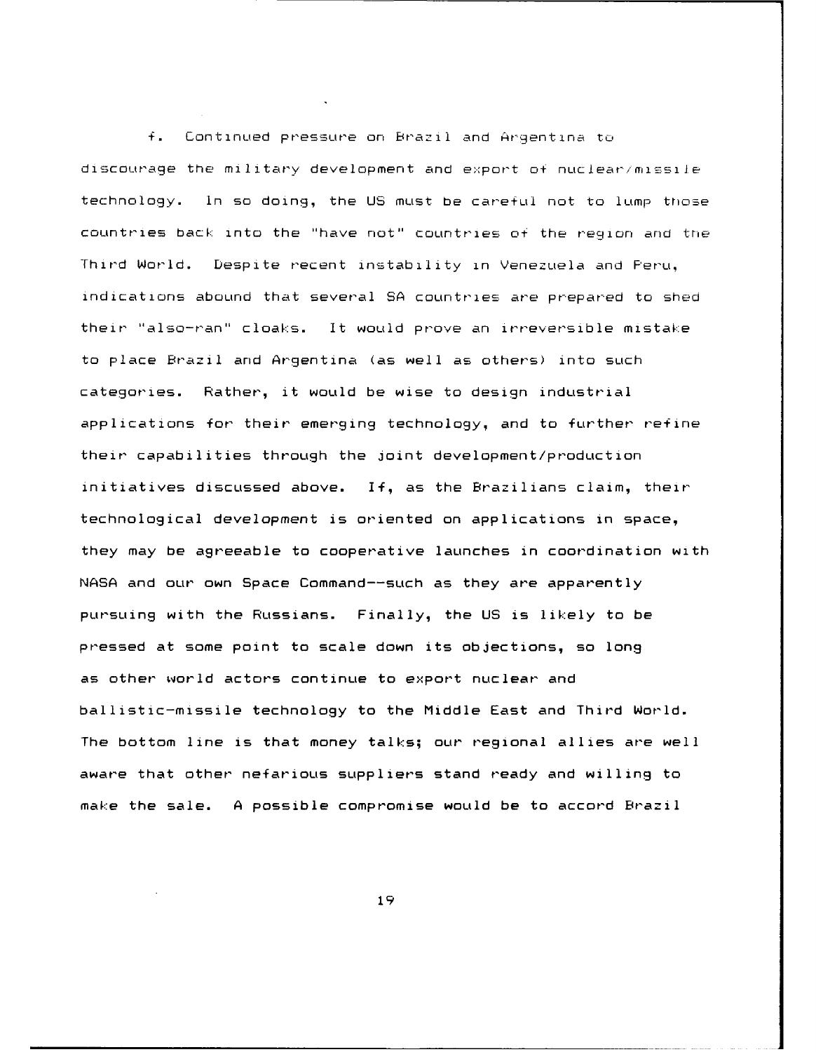f. Continued pressure on Brazil and Argentina to discourage the military development and export of nuclear/missile technology. In so doing, the US must be careful not to lump those countries back into the "have not" countries of the region and the Third World. Despite recent instability in Venezuela and Peru, indications abound that several SA countries are prepared to shed their "also-ran" cloaks. It would prove an irreversible mistake to place Brazil and Argentina (as well as others) into such categories. Rather, it would be wise to design industrial applications for their emerging technology, and to further refine their capabilities through the joint development/production initiatives discussed above. If, as the Brazilians claim, their technological development is oriented on applications in space, they may be agreeable to cooperative launches in coordination with NASA and our own Space Command--such as they are apparently pursuing with the Russians. Finally, the US is likely to be pressed at some point to scale down its objections, so long as other world actors continue to export nuclear and ballistic-missile technology to the Middle East and Third World. The bottom line is that money talks; our regional allies are well aware that other nefarious suppliers stand ready and willing to make the sale. A possible compromise would be to accord Brazil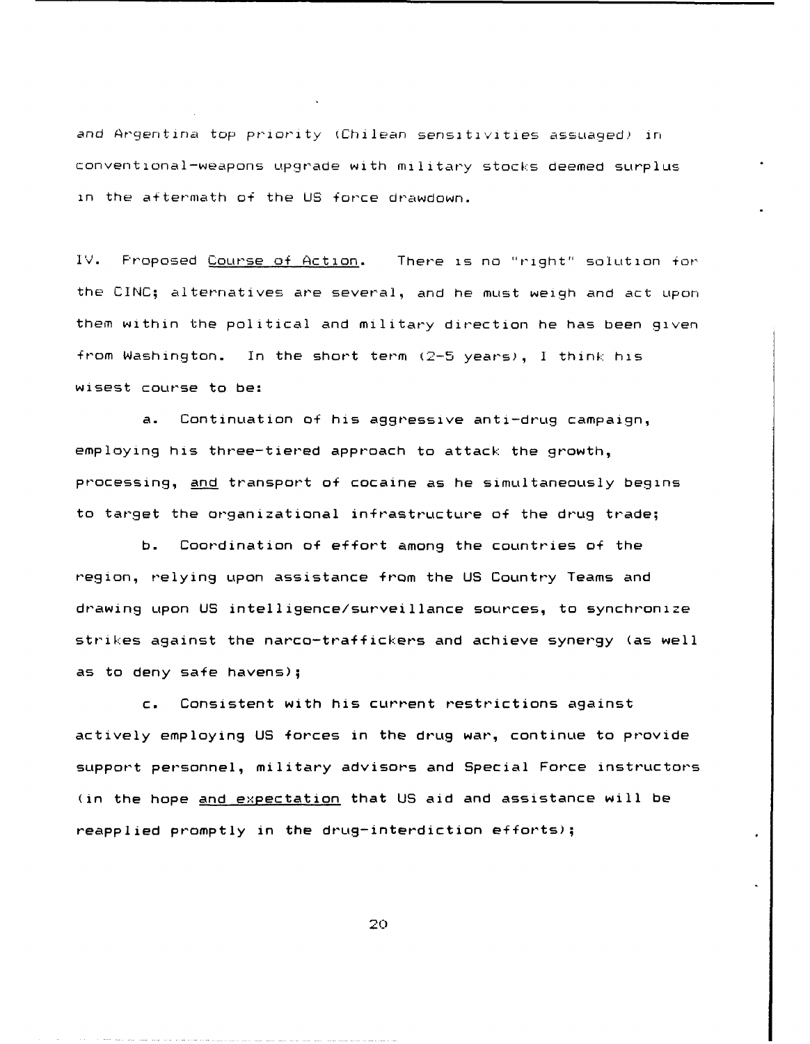and Argentina top priority (Chilean sensitivities assuaged) in conventional-weapons upgrade with military stocks deemed surplus in the aftermath of the US force drawdown.

IV. Proposed Course of Action. There is no "right" solution for the CINC; alternatives are several, and he must weigh and act upon them within the political and military direction he has been given from Washington. In the short term (2-5 years), I think his wisest course to be:

a. Continuation of his aggressive anti-drug campaign, employing his three-tiered approach to attack the growth, processing, and transport of cocaine as he simultaneously begins to target the organizational infrastructure of the drug trade;

b. Coordination of effort among the countries of the region, relying upon assistance from the US Country Teams and drawing upon US intelligence/surveillance sources, to synchronize strikes against the narco-traffickers and achieve synergy (as well as to deny safe havens);

c. Consistent with his current restrictions against actively employing US forces in the drug war, continue to provide support personnel, military advisors and Special Force instructors (in the hope and expectation that US aid and assistance will be reapplied promptly in the drug-interdiction efforts);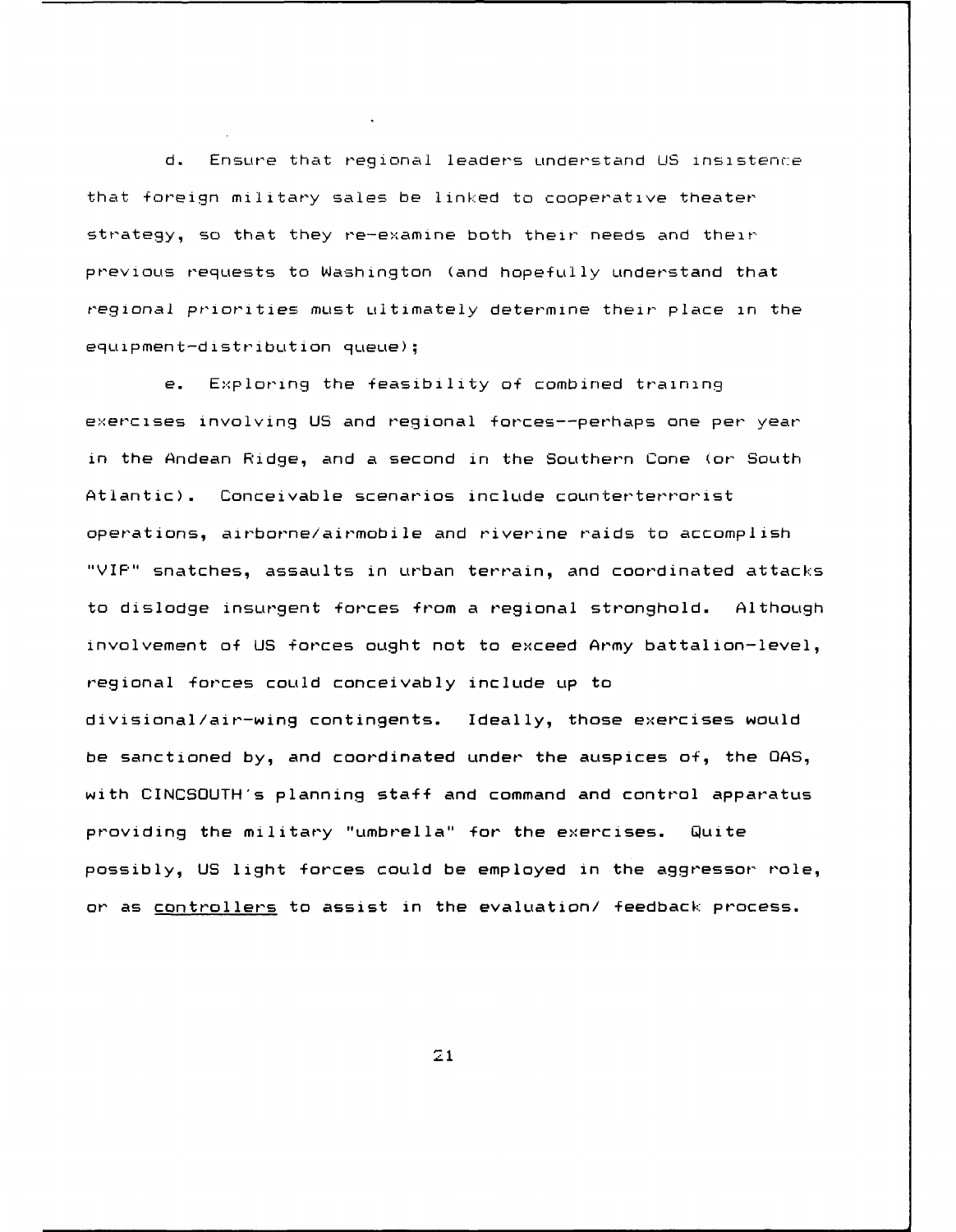d. Ensure that regional leaders understand US insistence that foreign military sales be linked to cooperative theater strategy, so that they re-examine both their needs and their previous requests to Washington (and hopefully understand that regional priorities must ultimately determine their place in the equipment-distribution queue);

e. Exploring the feasibility of combined training exercises involving US and regional forces--perhaps one per year in the Andean Ridge, and a second in the Southern Cone (or South Atlantic). Conceivable scenarios include counterterrorist operations, airborne/airmobile and riverine raids to accomplish "VIP" snatches, assaults in urban terrain, and coordinated attacks to dislodge insurgent forces from a regional stronghold. Although involvement of US forces ought not to exceed Army battalion-level, regional forces could conceivably include up to divisional/air-wing contingents. Ideally, those exercises would be sanctioned by, and coordinated under the auspices of, the OAS, with CINCSOUTH's planning staff and command and control apparatus providing the military "umbrella" for the exercises. Quite possibly, US light forces could be employed in the aggressor role, or as <u>controllers</u> to assist in the evaluation/ feedback process.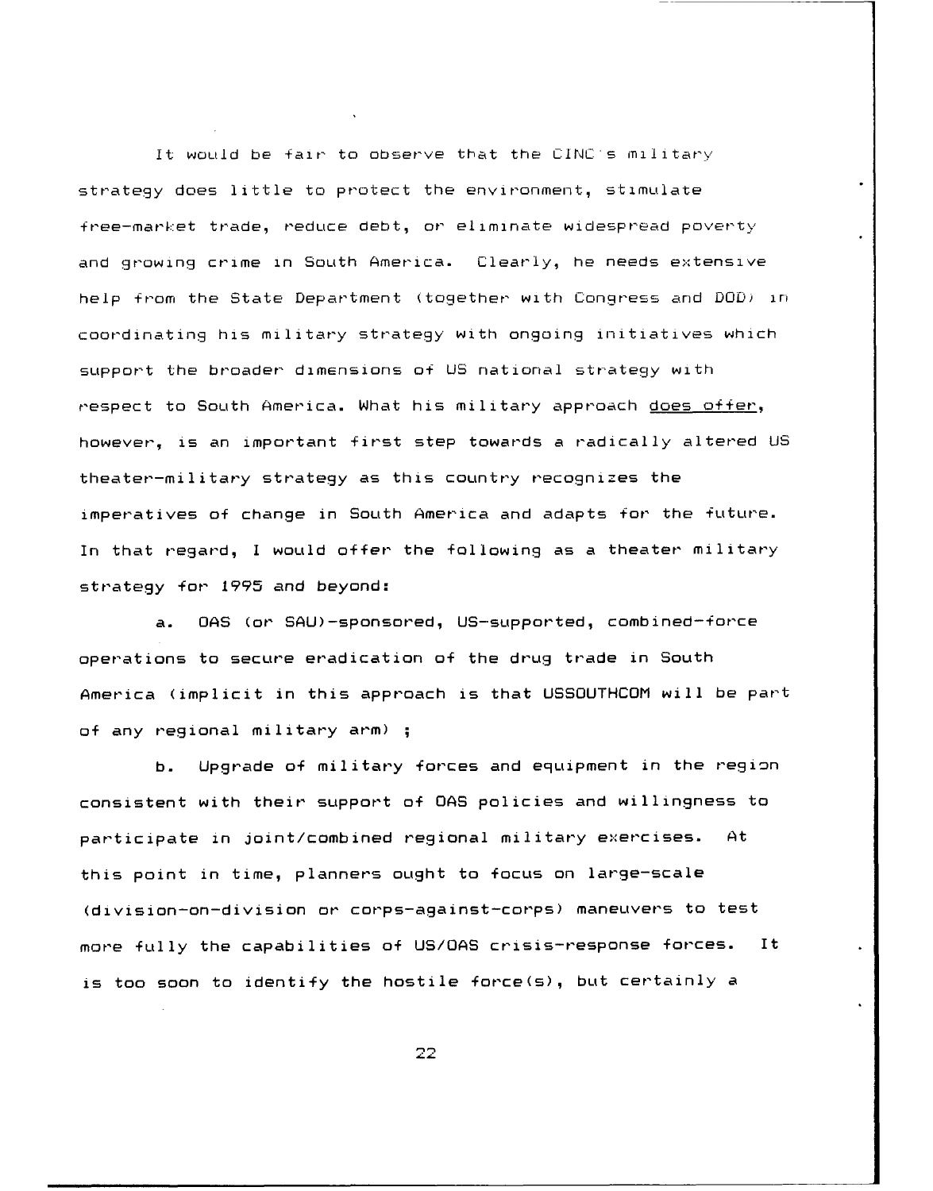It would be fair to observe that the CINC's military strategy does little to protect the environment, stimulate free-market trade, reduce debt, or eliminate widespread poverty and growing crime in South America. Clearly, he needs extensive help from the State Department (together with Congress and DOD) in coordinating his military strategy with ongoing initiatives which support the broader dimensions of US national strategy with respect to South America. What his military approach <u>does offer</u>, however, is an important first step towards a radically altered US theater-military strategy as this country recognizes the imperatives of change in South America and adapts for the future. In that regard, I would offer the following as a theater military strategy for 1995 and beyond:

a. OAS (or SAU)-sponsored, US-supported, combined-force operations to secure eradication of the drug trade in South America (implicit in this approach is that USSOUTHCOM will be part of any regional military arm) ;

b. Upgrade of military forces and equipment in the region consistent with their support of OAS policies and willingness to participate in joint/combined regional military exercises. At this point in time, planners ought to focus on large-scale (division-on-division or corps-against-corps) maneuvers to test more fully the capabilities of US/OAS crisis-response forces. It is too soon to identify the hostile force(s), but certainly a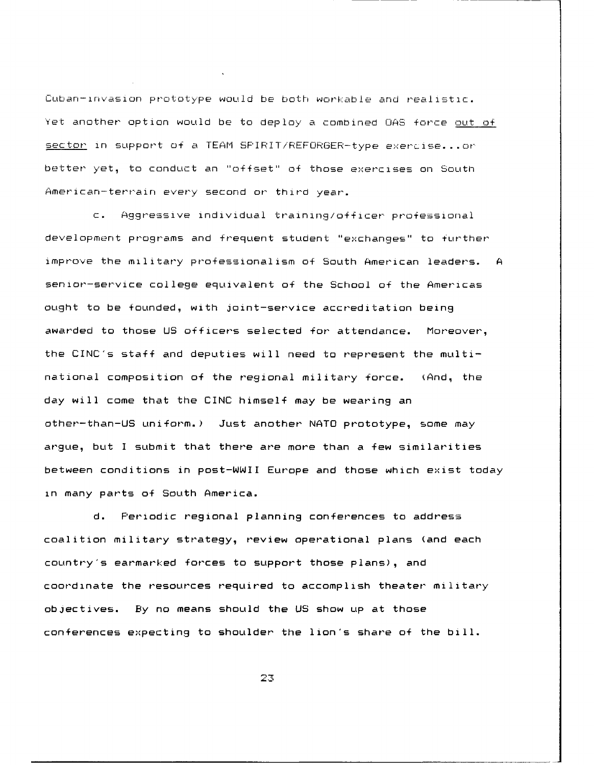Cuban-invasion prototype would be both workable and realistic. Yet another option would be to deploy a combined OAS force <u>out of sector</u> in support of a TEAM SPIRIT/REFORGER-type exercise...or better yet, to conduct an "offset" of those exercises on South American-terrain every second or third year.

c. Aggressive individual training/officer professional development programs and frequent student "exchanges" to further improve the military professionalism of South American leaders. A senior-service college equivalent of the School of the Americas ought to be founded, with joint-service accreditation being awarded to those US officers selected for attendance. Moreover, the CINC's staff and deputies will need to represent the multi-national composition of the regional military force. (And, the day will come that the CINC himself may be wearing an other-than-US uniform.) Just another NATO prototype, some may argue, but I submit that there are more than a few similarities between conditions in post-WWII Europe and those which exist today in many parts of South America.

d. Periodic regional planning conferences to address coalition military strategy, review operational plans (and each country's earmarked forces to support those plans), and coordinate the resources required to accomplish theater military objectives. By no means should the US show up at those conferences expecting to shoulder the lion's share of the bill.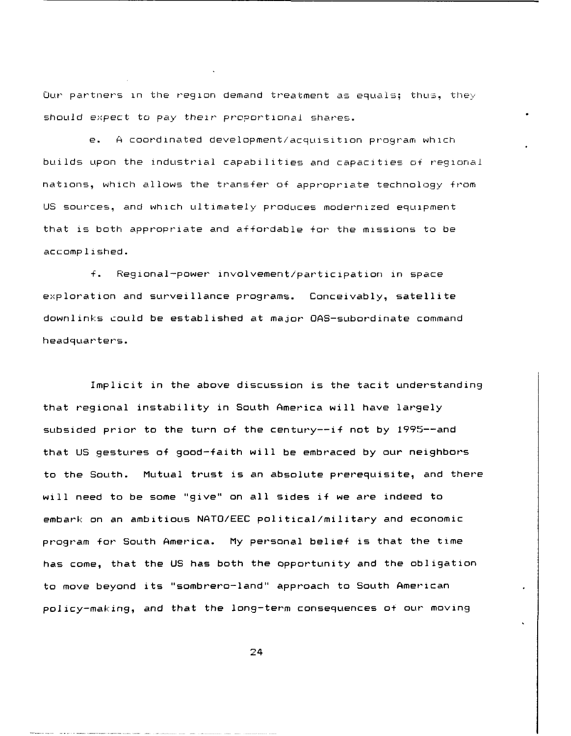Our partners in the region demand treatment as equals; thus, they should expect to pay their proportional shares.

e. A coordinated development/acquisition program which builds upon the industrial capabilities and capacities of regional nations, which allows the transfer of appropriate technology from US sources, and which ultimately produces modernized equipment that is both appropriate and affordable for the missions to be accomplished.

f. Regional-power involvement/participation in space exploration and surveillance programs. Conceivably, satellite downlinks could be established at major OAS-subordinate command headquarters.

Implicit in the above discussion is the tacit understanding that regional instability in South America will have largely subsided prior to the turn of the century--if not by 1995--and that US gestures of good-faith will be embraced by our neighbors to the South. Mutual trust is an absolute prerequisite, and there will need to be some "give" on all sides if we are indeed to embark on an ambitious NATO/EEC political/military and economic program for South America. My personal belief is that the time has come, that the US has both the opportunity and the obligation to move beyond its "sombrero-land" approach to South American policy-making, and that the long-term consequences of our moving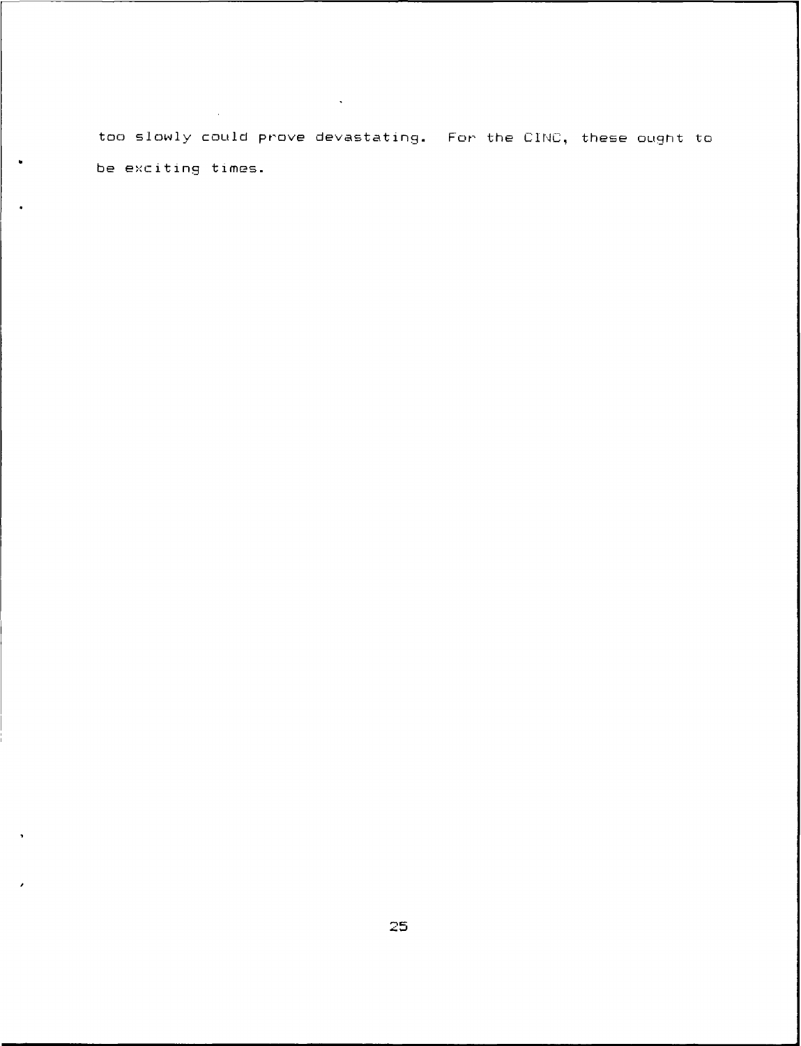too slowly could prove devastating. For the CINC, these ought to be exciting times.